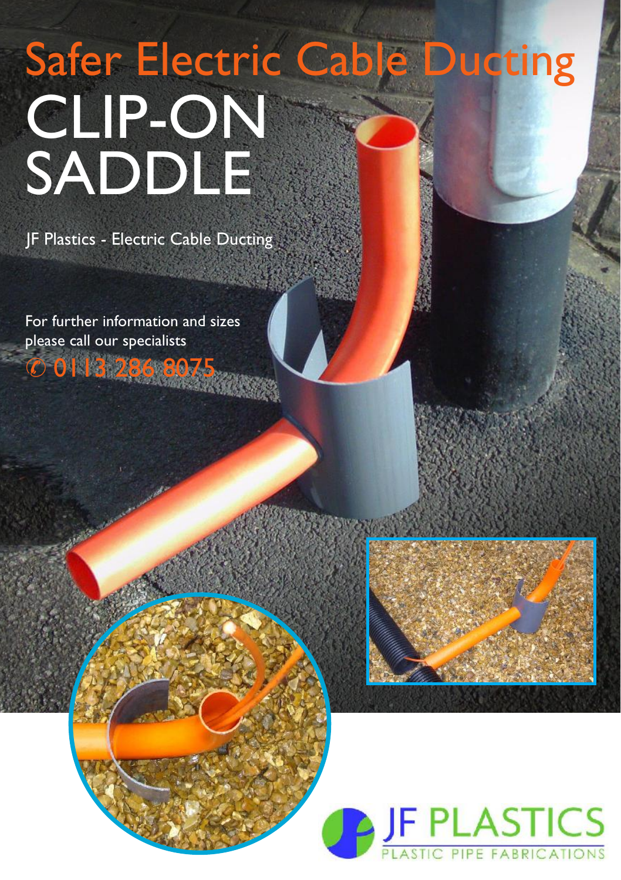# Safer Electric Cable Ducting

# CLIP-ON SADDLE

JF Plastics - Electric Cable Ducting

For further information and sizes please call our specialists

✆ 0113 286 8075

JF PLASTICS

PLASTIC PIPE FABRICATIONS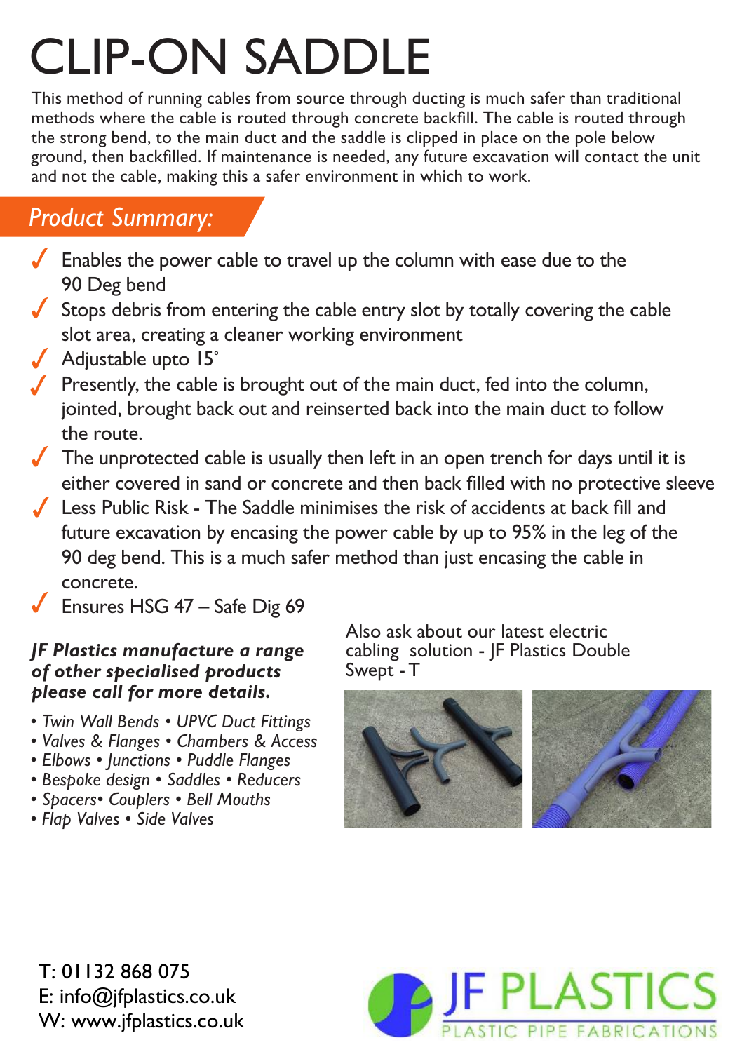# CLIP-ON SADDLE

This method of running cables from source through ducting is much safer than traditional methods where the cable is routed through concrete backfill. The cable is routed through the strong bend, to the main duct and the saddle is clipped in place on the pole below ground, then backfilled. If maintenance is needed, any future excavation will contact the unit and not the cable, making this a safer environment in which to work.

## *Product Summary:*

- ✓ Enables the power cable to travel up the column with ease due to the 90 Deg bend
- ✓ Stops debris from entering the cable entry slot by totally covering the cable slot area, creating a cleaner working environment
- ✓ Adjustable upto 15˚
- ✓ Presently, the cable is brought out of the main duct, fed into the column, jointed, brought back out and reinserted back into the main duct to follow the route.
- ✓ The unprotected cable is usually then left in an open trench for days until it is either covered in sand or concrete and then back filled with no protective sleeve
- ✓ Less Public Risk - The Saddle minimises the risk of accidents at back fill and future excavation by encasing the power cable by up to 95% in the leg of the 90 deg bend. This is a much safer method than just encasing the cable in concrete.
- ✓ Ensures HSG 47 – Safe Dig 69

***JF Plastics manufacture a range of other specialised products please call for more details.***

- *Twin Wall Bends • UPVC Duct Fittings*
- *Valves & Flanges • Chambers & Access*
- *Elbows • Junctions • Puddle Flanges*
- *Bespoke design • Saddles • Reducers*
- *Spacers• Couplers • Bell Mouths*
- *Flap Valves • Side Valves*

Also ask about our latest electric cabling solution - JF Plastics Double Swept - T

T: 01132 868 075
E: info@jfplastics.co.uk
W: www.jfplastics.co.uk

JF PLASTICS
PLASTIC PIPE FABRICATIONS